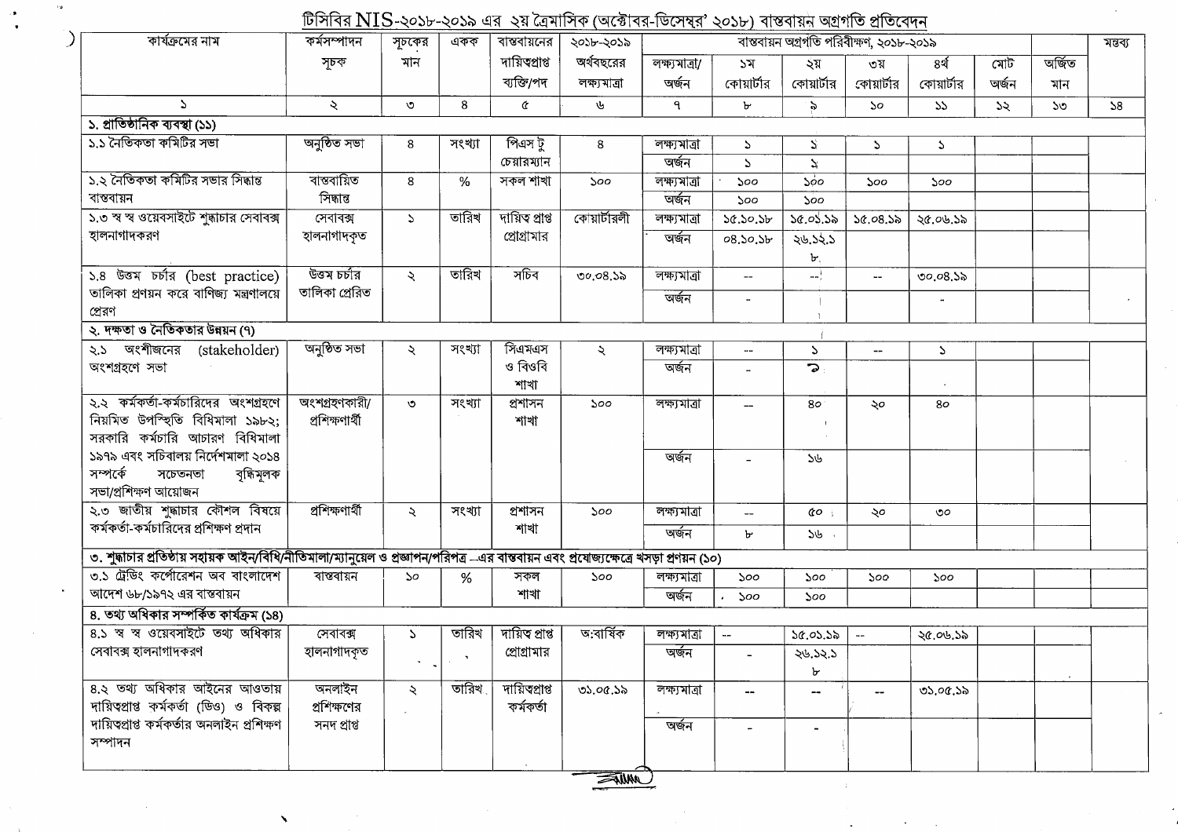## টিসিবির NIS-২০১৮-২০১৯ এর ২য় ত্রৈমাসিক (অক্টোবর-ডিসেম্বর' ২০১৮) বাস্তবায়ন অগ্রগতি প্রতিবেদন

| কার্যক্রমের নাম | কর্মসম্পাদন সূচক | সূচকের মান | একক | বাস্তবায়নের দায়িত্বপ্রাপ্ত ব্যক্তি/পদ | ২০১৮-২০১৯ অর্থবছরের লক্ষ্যমাত্রা | বাস্তবায়ন অগ্রগতি পরিবীক্ষণ, ২০১৮-২০১৯ | | | | | | | মন্তব্য |
|---|---|---|---|---|---|---|---|---|---|---|---|---|---|
| | | | | | | লক্ষ্যমাত্রা/ অর্জন | ১ম কোয়ার্টার | ২য় কোয়ার্টার | ৩য় কোয়ার্টার | ৪র্থ কোয়ার্টার | মোট অর্জন | অর্জিত মান | |
| ১ | ২ | ৩ | ৪ | ৫ | ৬ | ৭ | ৮ | ৯ | ১০ | ১১ | ১২ | ১৩ | ১৪ |
| **১. প্রাতিষ্ঠানিক ব্যবস্থা (১১)** | | | | | | | | | | | | | |
| ১.১ নৈতিকতা কমিটির সভা | অনুষ্ঠিত সভা | ৪ | সংখ্যা | পিএস টু চেয়ারম্যান | ৪ | লক্ষ্যমাত্রা | ১ | ১ | ১ | ১ | | | |
| | | | | | | অর্জন | ১ | ১ | | | | | |
| ১.২ নৈতিকতা কমিটির সভার সিদ্ধান্ত বাস্তবায়ন | বাস্তবায়িত সিদ্ধান্ত | ৪ | % | সকল শাখা | ১০০ | লক্ষ্যমাত্রা | ১০০ | ১০০ | ১০০ | ১০০ | | | |
| | | | | | | অর্জন | ১০০ | ১০০ | | | | | |
| ১.৩ স্ব স্ব ওয়েবসাইটে শুদ্ধাচার সেবাবক্স হালনাগাদকরণ | সেবাবক্স হালনাগাদকৃত | ১ | তারিখ | দায়িত্ব প্রাপ্ত প্রোগ্রামার | কোয়ার্টারলী | লক্ষ্যমাত্রা | ১৫.১০.১৮ | ১৫.০১.১৯ | ১৫.০৪.১৯ | ২৫.০৬.১৯ | | | |
| | | | | | | অর্জন | ০৪.১০.১৮ | ২৬.১২.১৮ | | | | | |
| ১.৪ উত্তম চর্চার (best practice) তালিকা প্রণয়ন করে বাণিজ্য মন্ত্রণালয়ে প্রেরণ | উত্তম চর্চার তালিকা প্রেরিত | ২ | তারিখ | সচিব | ৩০.০৪.১৯ | লক্ষ্যমাত্রা | -- | -- | -- | ৩০.০৪.১৯ | | | |
| | | | | | | অর্জন | - | | | - | | | |
| **২. দক্ষতা ও নৈতিকতার উন্নয়ন (৭)** | | | | | | | | | | | | | |
| ২.১ অংশীজনের (stakeholder) অংশগ্রহণে সভা | অনুষ্ঠিত সভা | ২ | সংখ্যা | সিএমএস ও বিওবি শাখা | ২ | লক্ষ্যমাত্রা | -- | ১ | -- | ১ | | | |
| | | | | | | অর্জন | - | ১ | | | | | |
| ২.২ কর্মকর্তা-কর্মচারিদের অংশগ্রহণে নিয়মিত উপস্থিতি বিধিমালা ১৯৮২; সরকারি কর্মচারি আচরণ বিধিমালা ১৯৭৯ এবং সচিবালয় নির্দেশমালা ২০১৪ সম্পর্কে সচেতনতা বৃদ্ধিমূলক সভা/প্রশিক্ষণ আয়োজন | অংশগ্রহণকারী/ প্রশিক্ষণার্থী | ৩ | সংখ্যা | প্রশাসন শাখা | ১০০ | লক্ষ্যমাত্রা | -- | ৪০ | ২০ | ৪০ | | | |
| | | | | | | অর্জন | - | ১৬ | | | | | |
| ২.৩ জাতীয় শুদ্ধাচার কৌশল বিষয়ে কর্মকর্তা-কর্মচারিদের প্রশিক্ষণ প্রদান | প্রশিক্ষণার্থী | ২ | সংখ্যা | প্রশাসন শাখা | ১০০ | লক্ষ্যমাত্রা | -- | ৫০ | ২০ | ৩০ | | | |
| | | | | | | অর্জন | ৮ | ১৬ | | | | | |
| **৩. শুদ্ধাচার প্রতিষ্ঠায় সহায়ক আইন/বিধি/নীতিমালা/ম্যানুয়েল ও প্রজ্ঞাপন/পরিপত্র –এর বাস্তবায়ন এবং প্রযোজ্যক্ষেত্রে খসড়া প্রণয়ন (১০)** | | | | | | | | | | | | | |
| ৩.১ ট্রেডিং কর্পোরেশন অব বাংলাদেশ আদেশ ৬৮/১৯৭২ এর বাস্তবায়ন | বাস্তবায়ন | ১০ | % | সকল শাখা | ১০০ | লক্ষ্যমাত্রা | ১০০ | ১০০ | ১০০ | ১০০ | | | |
| | | | | | | অর্জন | ১০০ | ১০০ | | | | | |
| **৪. তথ্য অধিকার সম্পর্কিত কার্যক্রম (১৪)** | | | | | | | | | | | | | |
| ৪.১ স্ব স্ব ওয়েবসাইটে তথ্য অধিকার সেবাবক্স হালনাগাদকরণ | সেবাবক্স হালনাগাদকৃত | ১ | তারিখ | দায়িত্ব প্রাপ্ত প্রোগ্রামার | অ:বার্ষিক | লক্ষ্যমাত্রা | -- | ১৫.০১.১৯ | -- | ২৫.০৬.১৯ | | | |
| | | | | | | অর্জন | - | ২৬.১২.১৮ | | | | | |
| ৪.২ তথ্য অধিকার আইনের আওতায় দায়িত্বপ্রাপ্ত কর্মকর্তা (ডিও) ও বিকল্প দায়িত্বপ্রাপ্ত কর্মকর্তার অনলাইন প্রশিক্ষণ সম্পাদন | অনলাইন প্রশিক্ষণের সনদ প্রাপ্ত | ২ | তারিখ | দায়িত্বপ্রাপ্ত কর্মকর্তা | ৩১.০৫.১৯ | লক্ষ্যমাত্রা | -- | -- | -- | ৩১.০৫.১৯ | | | |
| | | | | | | অর্জন | - | - | | | | | |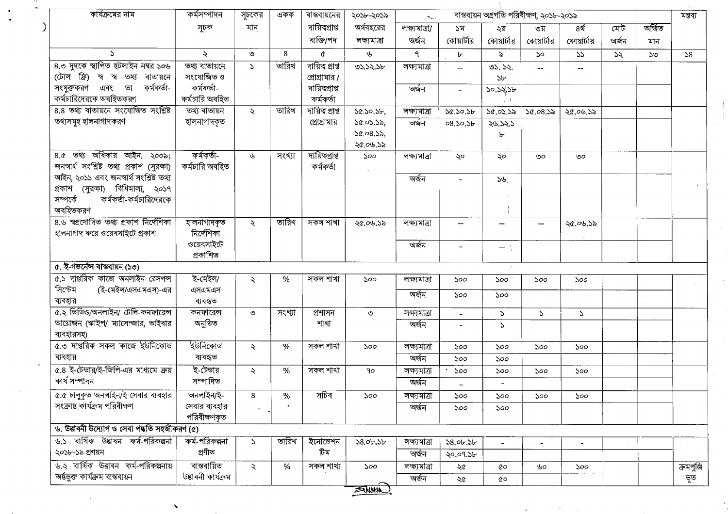| কার্যক্রমের নাম | কর্মসম্পাদন সূচক | সূচকের মান | একক | বাস্তবায়নের দায়িত্বপ্রাপ্ত ব্যক্তি/পদ | ২০১৮-২০১৯ অর্থবছরের লক্ষ্যমাত্রা | বাস্তবায়ন অগ্রগতি পরিবীক্ষণ, ২০১৮-২০১৯ | | | | | | অর্জিত মান | মন্তব্য |
|---|---|---|---|---|---|---|---|---|---|---|---|---|---|
| | | | | | | লক্ষ্যমাত্রা/ অর্জন | ১ম কোয়ার্টার | ২য় কোয়ার্টার | ৩য় কোয়ার্টার | ৪র্থ কোয়ার্টার | মোট অর্জন | | |
| ১ | ২ | ৩ | ৪ | ৫ | ৬ | ৭ | ৮ | ৯ | ১০ | ১১ | ১২ | ১৩ | ১৪ |
| ৪.৩ দুদকে স্থাপিত হটলাইন নম্বর ১০৬ (টোল ফ্রি) স্ব স্ব তথ্য বাতায়নে সংযুক্তকরণ এবং তা কর্মকর্তা-কর্মচারিদেরকে অবহিতকরণ | তথ্য বাতায়নে সংযোজিত ও কর্মকর্তা-কর্মচারি অবহিত | ১ | তারিখ | দায়িত্ব প্রাপ্ত প্রোগ্রামার / দায়িত্বপ্রাপ্ত কর্মকর্তা | ৩১.১২.১৮ | লক্ষ্যমাত্রা | -- | ৩১.১২.১৮ | -- | -- | | | |
| | | | | | | অর্জন | - | ১০.১২.১৮ | | | | | |
| ৪.৪ তথ্য বাতায়নে সংযোজিত সংশ্লিষ্ট তথ্যসমূহ হালনাগাদকরণ | তথ্য বাতায়ন হালনাগাদকৃত | ২ | তারিখ | দায়িত্ব প্রাপ্ত প্রোগ্রামার | ১৫.১০.১৮, ১৫.০১.১৯, ১৫.০৪.১৯, ২৫.০৬.১৯ | লক্ষ্যমাত্রা | ১৫.১০.১৮ | ১৫.০১.১৯ | ১৫.০৪.১৯ | ২৫.০৬.১৯ | | | |
| | | | | | | অর্জন | ০৪.১০.১৮ | ২৬.১২.১৮ | | | | | |
| ৪.৫ তথ্য অধিকার আইন, ২০০৯; জনস্বার্থ সংশ্লিষ্ট তথ্য প্রকাশ (সুরক্ষা) আইন, ২০১১ এবং জনস্বার্থ সংশ্লিষ্ট তথ্য প্রকাশ (সুরক্ষা) বিধিমালা, ২০১৭ সম্পর্কে কর্মকর্তা-কর্মচারিদেরকে অবহিতকরণ | কর্মকর্তা-কর্মচারি অবহিত | ৬ | সংখ্যা | দায়িত্বপ্রাপ্ত কর্মকর্তা | ১০০ | লক্ষ্যমাত্রা | ২০ | ২০ | ৩০ | ৩০ | | | |
| | | | | | | অর্জন | - | ১৬ | | | | | |
| ৪.৬ স্বপ্রণোদিত তথ্য প্রকাশ নির্দেশিকা হালনাগাদ করে ওয়েবসাইটে প্রকাশ | হালনাগাদকৃত নির্দেশিকা ওয়েবসাইটে প্রকাশিত | ২ | তারিখ | সকল শাখা | ২৫.০৬.১৯ | লক্ষ্যমাত্রা | -- | -- | -- | ২৫.০৬.১৯ | | | |
| | | | | | | অর্জন | - | -- | | | | | |
| **৫. ই-গভর্নেন্স বাস্তবায়ন (১৩)** | | | | | | | | | | | | | |
| ৫.১ দাপ্তরিক কাজে অনলাইন রেসপন্স সিস্টেম (ই-মেইল/এসএমএস)-এর ব্যবহার | ই-মেইল/ এসএমএস ব্যবহৃত | ২ | % | সকল শাখা | ১০০ | লক্ষ্যমাত্রা | ১০০ | ১০০ | ১০০ | ১০০ | | | |
| | | | | | | অর্জন | ১০০ | ১০০ | | | | | |
| ৫.২ ভিডিও/অনলাইন/ টেলি-কনফারেন্স আয়োজন (স্কাইপ/ ম্যাসেন্জার, ভাইবার ব্যবহারসহ) | কনফারেন্স অনুষ্ঠিত | ৩ | সংখ্যা | প্রশাসন শাখা | ৩ | লক্ষ্যমাত্রা | - | ১ | ১ | ১ | | | |
| | | | | | | অর্জন | - | ১ | | | | | |
| ৫.৩ দাপ্তরিক সকল কাজে ইউনিকোড ব্যবহার | ইউনিকোড ব্যবহৃত | ২ | % | সকল শাখা | ১০০ | লক্ষ্যমাত্রা | ১০০ | ১০০ | ১০০ | ১০০ | | | |
| | | | | | | অর্জন | ১০০ | ১০০ | | | | | |
| ৫.৪ ই-টেন্ডার/ই-জিপি-এর মাধ্যমে ক্রয় কার্য সম্পাদন | ই-টেন্ডার সম্পাদিত | ২ | % | সকল শাখা | ৭০ | লক্ষ্যমাত্রা | ১০০ | ১০০ | ১০০ | ১০০ | | | |
| | | | | | | অর্জন | -- | - | | | | | |
| ৫.৫ চালুকৃত অনলাইন/ই-সেবার ব্যবহার সংক্রান্ত কার্যক্রম পরিবীক্ষণ | অনলাইন/ই-সেবার ব্যবহার পরিবীক্ষণকৃত | ৪ | % | সচিব | ১০০ | লক্ষ্যমাত্রা | ১০০ | ১০০ | ১০০ | ১০০ | | | |
| | | | | | | অর্জন | ১০০ | ১০০ | | | | | |
| **৬. উদ্ভাবনী উদ্যোগ ও সেবা পদ্ধতি সহজীকরণ (৫)** | | | | | | | | | | | | | |
| ৬.১ বার্ষিক উদ্ভাবন কর্ম-পরিকল্পনা ২০১৮-১৯ প্রণয়ন | কর্ম-পরিকল্পনা প্রণীত | ১ | তারিখ | ইনোভেশন টিম | ১৪.০৮.১৮ | লক্ষ্যমাত্রা | ১৪.০৮.১৮ | - | - | - | | | |
| | | | | | | অর্জন | ২০.০৭.১৮ | | | | | | |
| ৬.২ বার্ষিক উদ্ভাবন কর্ম-পরিকল্পনায় অর্ন্তভুক্ত কার্যক্রম বাস্তবায়ন | বাস্তবায়িত উদ্ভাবনী কার্যক্রম | ২ | % | সকল শাখা | ১০০ | লক্ষ্যমাত্রা | ২৫ | ৫০ | ৬০ | ১০০ | | | ক্রমপুঞ্জি ভূত |
| | | | | | | অর্জন | ২৫ | ৫০ | | | | | |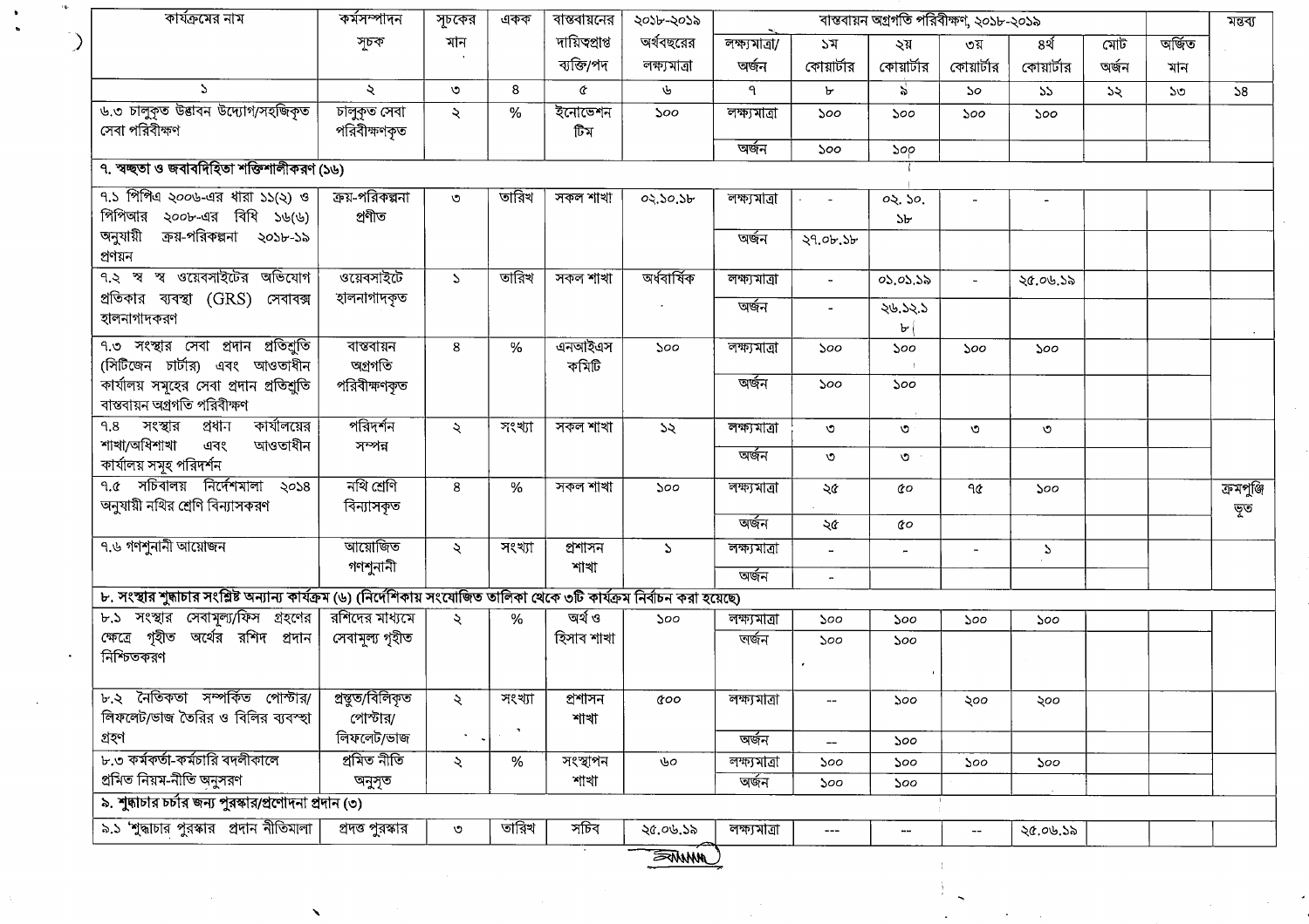| কার্যক্রমের নাম | কর্মসম্পাদন সূচক | সূচকের মান | একক | বাস্তবায়নের দায়িত্বপ্রাপ্ত ব্যক্তি/পদ | ২০১৮-২০১৯ অর্থবছরের লক্ষ্যমাত্রা | বাস্তবায়ন অগ্রগতি পরিবীক্ষণ, ২০১৮-২০১৯ | | | | | | | মন্তব্য |
|---|---|---|---|---|---|---|---|---|---|---|---|---|---|
| | | | | | | লক্ষ্যমাত্রা/ অর্জন | ১ম কোয়ার্টার | ২য় কোয়ার্টার | ৩য় কোয়ার্টার | ৪র্থ কোয়ার্টার | মোট অর্জন | অর্জিত মান | |
| ১ | ২ | ৩ | ৪ | ৫ | ৬ | ৭ | ৮ | ৯ | ১০ | ১১ | ১২ | ১৩ | ১৪ |
| ৬.৩ চালুকৃত উদ্ভাবন উদ্যোগ/সহজিকৃত সেবা পরিবীক্ষণ | চালুকৃত সেবা পরিবীক্ষণকৃত | ২ | % | ইনোভেশন টিম | ১০০ | লক্ষ্যমাত্রা | ১০০ | ১০০ | ১০০ | ১০০ | | | |
| | | | | | | অর্জন | ১০০ | ১০০ | | | | | |
| **৭. স্বচ্ছতা ও জবাবদিহিতা শক্তিশালীকরণ (১৬)** | | | | | | | | | | | | | |
| ৭.১ পিপিএ ২০০৬-এর ধারা ১১(২) ও পিপিআর ২০০৮-এর বিধি ১৬(৬) অনুযায়ী ক্রয়-পরিকল্পনা ২০১৮-১৯ প্রণয়ন | ক্রয়-পরিকল্পনা প্রণীত | ৩ | তারিখ | সকল শাখা | ০২.১০.১৮ | লক্ষ্যমাত্রা | - | ০২.১০.১৮ | - | - | | | |
| | | | | | | অর্জন | ২৭.০৮.১৮ | | | | | | |
| ৭.২ স্ব স্ব ওয়েবসাইটের অভিযোগ প্রতিকার ব্যবস্থা (GRS) সেবাবক্স হালনাগাদকরণ | ওয়েবসাইটে হালনাগাদকৃত | ১ | তারিখ | সকল শাখা | অর্ধবার্ষিক | লক্ষ্যমাত্রা | - | ০১.০১.১৯ | - | ২৫.০৬.১৯ | | | |
| | | | | | | অর্জন | - | ২৬.১২.১৮ | | | | | |
| ৭.৩ সংস্থার সেবা প্রদান প্রতিশ্রুতি (সিটিজেন চার্টার) এবং আওতাধীন কার্যালয় সমূহের সেবা প্রদান প্রতিশ্রুতি বাস্তবায়ন অগ্রগতি পরিবীক্ষণ | বাস্তবায়ন অগ্রগতি পরিবীক্ষণকৃত | ৪ | % | এনআইএস কমিটি | ১০০ | লক্ষ্যমাত্রা | ১০০ | ১০০ | ১০০ | ১০০ | | | |
| | | | | | | অর্জন | ১০০ | ১০০ | | | | | |
| ৭.৪ সংস্থার প্রধান কার্যালয়ের শাখা/অধিশাখা এবং আওতাধীন কার্যালয় সমূহ পরিদর্শন | পরিদর্শন সম্পন্ন | ২ | সংখ্যা | সকল শাখা | ১২ | লক্ষ্যমাত্রা | ৩ | ৩ | ৩ | ৩ | | | |
| | | | | | | অর্জন | ৩ | ৩ | | | | | |
| ৭.৫ সচিবালয় নির্দেশমালা ২০১৪ অনুযায়ী নথির শ্রেণি বিন্যাসকরণ | নথি শ্রেণি বিন্যাসকৃত | ৪ | % | সকল শাখা | ১০০ | লক্ষ্যমাত্রা | ২৫ | ৫০ | ৭৫ | ১০০ | | | ক্রমপুঞ্জিভূত |
| | | | | | | অর্জন | ২৫ | ৫০ | | | | | |
| ৭.৬ গণশুনানী আয়োজন | আয়োজিত গণশুনানী | ২ | সংখ্যা | প্রশাসন শাখা | ১ | লক্ষ্যমাত্রা | - | - | - | ১ | | | |
| | | | | | | অর্জন | - | | | | | | |
| **৮. সংস্থার শুদ্ধাচার সংশ্লিষ্ট অন্যান্য কার্যক্রম (৬) (নির্দেশিকায় সংযোজিত তালিকা থেকে ৩টি কার্যক্রম নির্বাচন করা হয়েছে)** | | | | | | | | | | | | | |
| ৮.১ সংস্থার সেবামূল্য/ফিস গ্রহণের ক্ষেত্রে গৃহীত অর্থের রশিদ প্রদান নিশ্চিতকরণ | রশিদের মাধ্যমে সেবামূল্য গৃহীত | ২ | % | অর্থ ও হিসাব শাখা | ১০০ | লক্ষ্যমাত্রা | ১০০ | ১০০ | ১০০ | ১০০ | | | |
| | | | | | | অর্জন | ১০০ | ১০০ | | | | | |
| ৮.২ নৈতিকতা সম্পর্কিত পোস্টার/ লিফলেট/ভাজ তৈরির ও বিলির ব্যবস্থা গ্রহণ | প্রস্তুত/বিলিকৃত পোস্টার/ লিফলেট/ভাজ | ২ | সংখ্যা | প্রশাসন শাখা | ৫০০ | লক্ষ্যমাত্রা | -- | ১০০ | ২০০ | ২০০ | | | |
| | | | | | | অর্জন | -- | ১০০ | | | | | |
| ৮.৩ কর্মকর্তা-কর্মচারি বদলীকালে প্রমিত নিয়ম-নীতি অনুসরণ | প্রমিত নীতি অনুসৃত | ২ | % | সংস্থাপন শাখা | ৬০ | লক্ষ্যমাত্রা | ১০০ | ১০০ | ১০০ | ১০০ | | | |
| | | | | | | অর্জন | ১০০ | ১০০ | | | | | |
| **৯. শুদ্ধাচার চর্চার জন্য পুরস্কার/প্রণোদনা প্রদান (৩)** | | | | | | | | | | | | | |
| ৯.১ 'শুদ্ধাচার পুরস্কার প্রদান নীতিমালা | প্রদত্ত পুরস্কার | ৩ | তারিখ | সচিব | ২৫.০৬.১৯ | লক্ষ্যমাত্রা | --- | -- | -- | ২৫.০৬.১৯ | | | |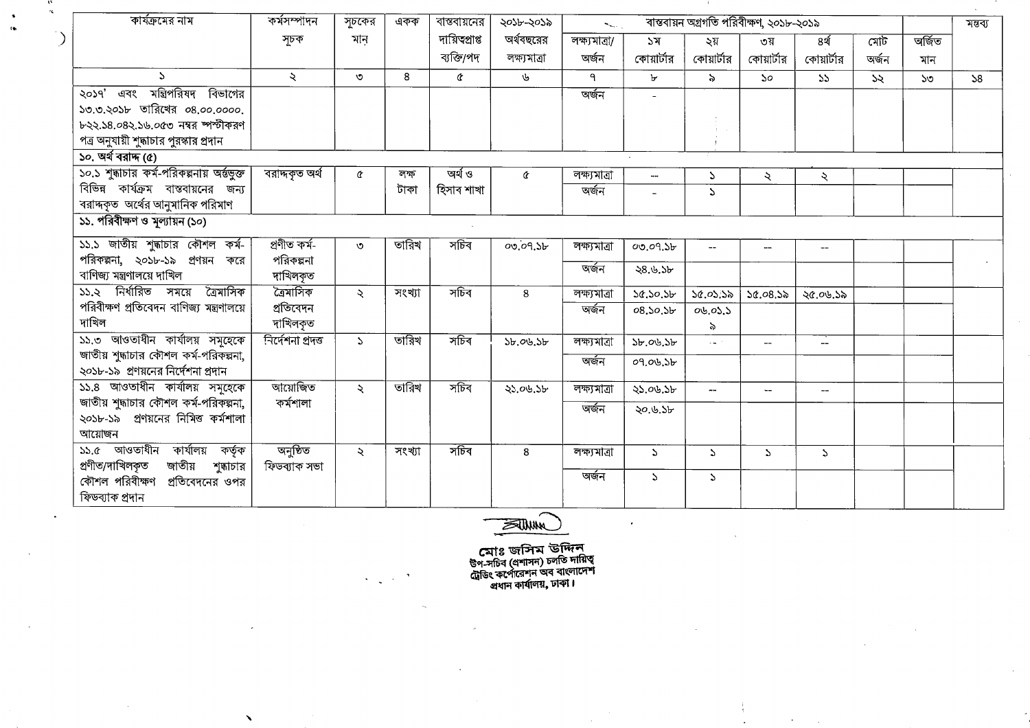| কার্যক্রমের নাম | কর্মসম্পাদন সূচক | সূচকের মান | একক | বাস্তবায়নের দায়িত্বপ্রাপ্ত ব্যক্তি/পদ | ২০১৮-২০১৯ অর্থবছরের লক্ষ্যমাত্রা | বাস্তবায়ন অগ্রগতি পরিবীক্ষণ, ২০১৮-২০১৯ | | | | | | | মন্তব্য |
|---|---|---|---|---|---|---|---|---|---|---|---|---|---|
| | | | | | | লক্ষ্যমাত্রা/ অর্জন | ১ম কোয়ার্টার | ২য় কোয়ার্টার | ৩য় কোয়ার্টার | ৪র্থ কোয়ার্টার | মোট অর্জন | অর্জিত মান | |
| ১ | ২ | ৩ | ৪ | ৫ | ৬ | ৭ | ৮ | ৯ | ১০ | ১১ | ১২ | ১৩ | ১৪ |
| ২০১৭' এবং মন্ত্রিপরিষদ বিভাগের ১৩.৩.২০১৮ তারিখের ০৪.০০.০০০০.৮২২.১৪.০৪২.১৬.০৫৩ নম্বর স্পষ্টীকরণ পত্র অনুযায়ী শুদ্ধাচার পুরস্কার প্রদান | | | | | | অর্জন | - | | | | | | |
| **১০. অর্থ বরাদ্দ (৫)** | | | | | | | | | | | | | |
| ১০.১ শুদ্ধাচার কর্ম-পরিকল্পনায় অর্ন্তভুক্ত বিভিন্ন কার্যক্রম বাস্তবায়নের জন্য বরাদ্দকৃত অর্থের আনুমানিক পরিমাণ | বরাদ্দকৃত অর্থ | ৫ | লক্ষ টাকা | অর্থ ও হিসাব শাখা | ৫ | লক্ষ্যমাত্রা | -- | ১ | ২ | ২ | | | |
| | | | | | | অর্জন | - | ১ | | | | | |
| **১১. পরিবীক্ষণ ও মূল্যায়ন (১০)** | | | | | | | | | | | | | |
| ১১.১ জাতীয় শুদ্ধাচার কৌশল কর্ম-পরিকল্পনা, ২০১৮-১৯ প্রণয়ন করে বাণিজ্য মন্ত্রণালয়ে দাখিল | প্রণীত কর্ম-পরিকল্পনা দাখিলকৃত | ৩ | তারিখ | সচিব | ০৩.০৭.১৮ | লক্ষ্যমাত্রা | ০৩.০৭.১৮ | -- | -- | -- | | | |
| | | | | | | অর্জন | ২৪.৬.১৮ | | | | | | |
| ১১.২ নির্ধারিত সময়ে ত্রৈমাসিক পরিবীক্ষণ প্রতিবেদন বাণিজ্য মন্ত্রণালয়ে দাখিল | ত্রৈমাসিক প্রতিবেদন দাখিলকৃত | ২ | সংখ্যা | সচিব | ৪ | লক্ষ্যমাত্রা | ১৫.১০.১৮ | ১৫.০১.১৯ | ১৫.০৪.১৯ | ২৫.০৬.১৯ | | | |
| | | | | | | অর্জন | ০৪.১০.১৮ | ০৬.০১.১৯ | | | | | |
| ১১.৩ আওতাধীন কার্যালয় সমূহেকে জাতীয় শুদ্ধাচার কৌশল কর্ম-পরিকল্পনা, ২০১৮-১৯ প্রণয়নের নির্দেশনা প্রদান | নির্দেশনা প্রদত্ত | ১ | তারিখ | সচিব | ১৮.০৬.১৮ | লক্ষ্যমাত্রা | ১৮.০৬.১৮ | -- | -- | -- | | | |
| | | | | | | অর্জন | ০৭.০৬.১৮ | | | | | | |
| ১১.৪ আওতাধীন কার্যালয় সমূহেকে জাতীয় শুদ্ধাচার কৌশল কর্ম-পরিকল্পনা, ২০১৮-১৯ প্রণয়নের নিমিত্ত কর্মশালা আয়োজন | আয়োজিত কর্মশালা | ২ | তারিখ | সচিব | ২১.০৬.১৮ | লক্ষ্যমাত্রা | ২১.০৬.১৮ | -- | -- | -- | | | |
| | | | | | | অর্জন | ২০.৬.১৮ | | | | | | |
| ১১.৫ আওতাধীন কার্যালয় কর্তৃক প্রণীত/দাখিলকৃত জাতীয় শুদ্ধাচার কৌশল পরিবীক্ষণ প্রতিবেদনের ওপর ফিডব্যাক প্রদান | অনুষ্ঠিত ফিডব্যাক সভা | ২ | সংখ্যা | সচিব | ৪ | লক্ষ্যমাত্রা | ১ | ১ | ১ | ১ | | | |
| | | | | | | অর্জন | ১ | ১ | | | | | |

মোঃ জসিম উদ্দিন
উপ-সচিব (প্রশাসন) চলতি দায়িত্ব
ট্রেডিং কর্পোরেশন অব বাংলাদেশ
প্রধান কার্যালয়, ঢাকা।